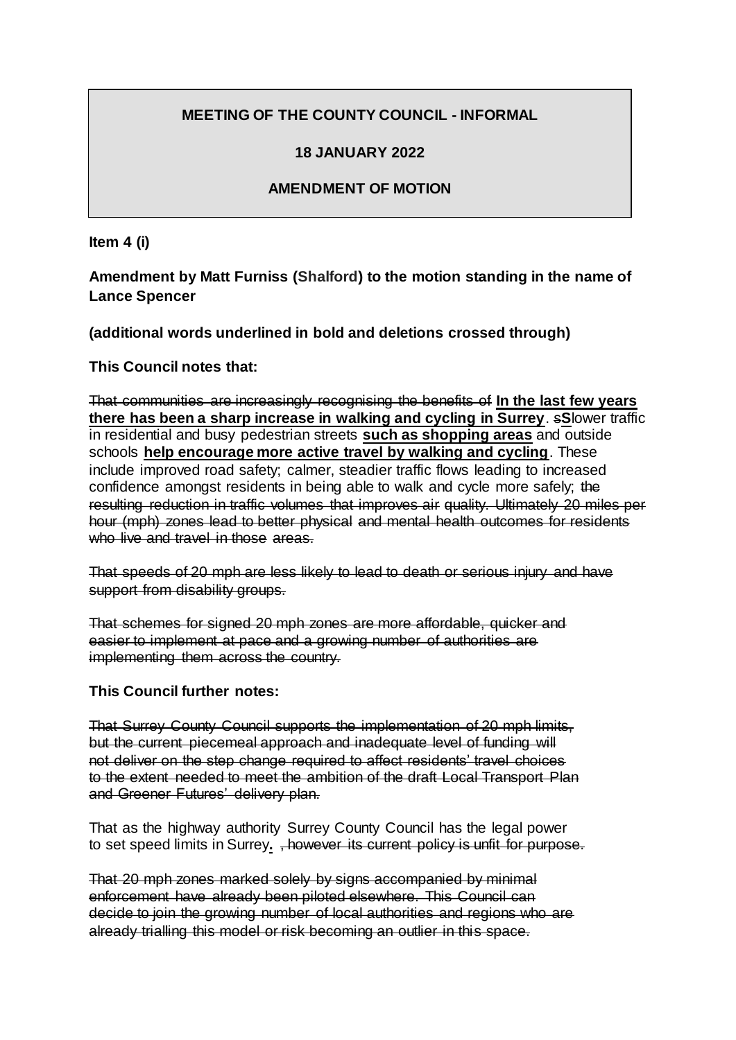**MEETING OF THE COUNTY COUNCIL - INFORMAL**

**18 JANUARY 2022**

**AMENDMENT OF MOTION**

**Item 4 (i)**

**Amendment by Matt Furniss (Shalford) to the motion standing in the name of Lance Spencer**

**(additional words underlined in bold and deletions crossed through)**

**This Council notes that:**

~~That communities are increasingly recognising the benefits of~~ <u>**In the last few years there has been a sharp increase in walking and cycling in Surrey**</u>. ~~s~~<u>**S**</u>lower traffic in residential and busy pedestrian streets <u>**such as shopping areas**</u> and outside schools <u>**help encourage more active travel by walking and cycling**</u>. These include improved road safety; calmer, steadier traffic flows leading to increased confidence amongst residents in being able to walk and cycle more safely; ~~the resulting reduction in traffic volumes that improves air quality. Ultimately 20 miles per hour (mph) zones lead to better physical and mental health outcomes for residents who live and travel in those areas.~~

~~That speeds of 20 mph are less likely to lead to death or serious injury and have support from disability groups.~~

~~That schemes for signed 20 mph zones are more affordable, quicker and easier to implement at pace and a growing number of authorities are implementing them across the country.~~

**This Council further notes:**

~~That Surrey County Council supports the implementation of 20 mph limits, but the current piecemeal approach and inadequate level of funding will not deliver on the step change required to affect residents' travel choices to the extent needed to meet the ambition of the draft Local Transport Plan and Greener Futures' delivery plan.~~

That as the highway authority Surrey County Council has the legal power to set speed limits in Surrey<u>**.**</u> ~~, however its current policy is unfit for purpose.~~

~~That 20 mph zones marked solely by signs accompanied by minimal enforcement have already been piloted elsewhere. This Council can decide to join the growing number of local authorities and regions who are already trialling this model or risk becoming an outlier in this space.~~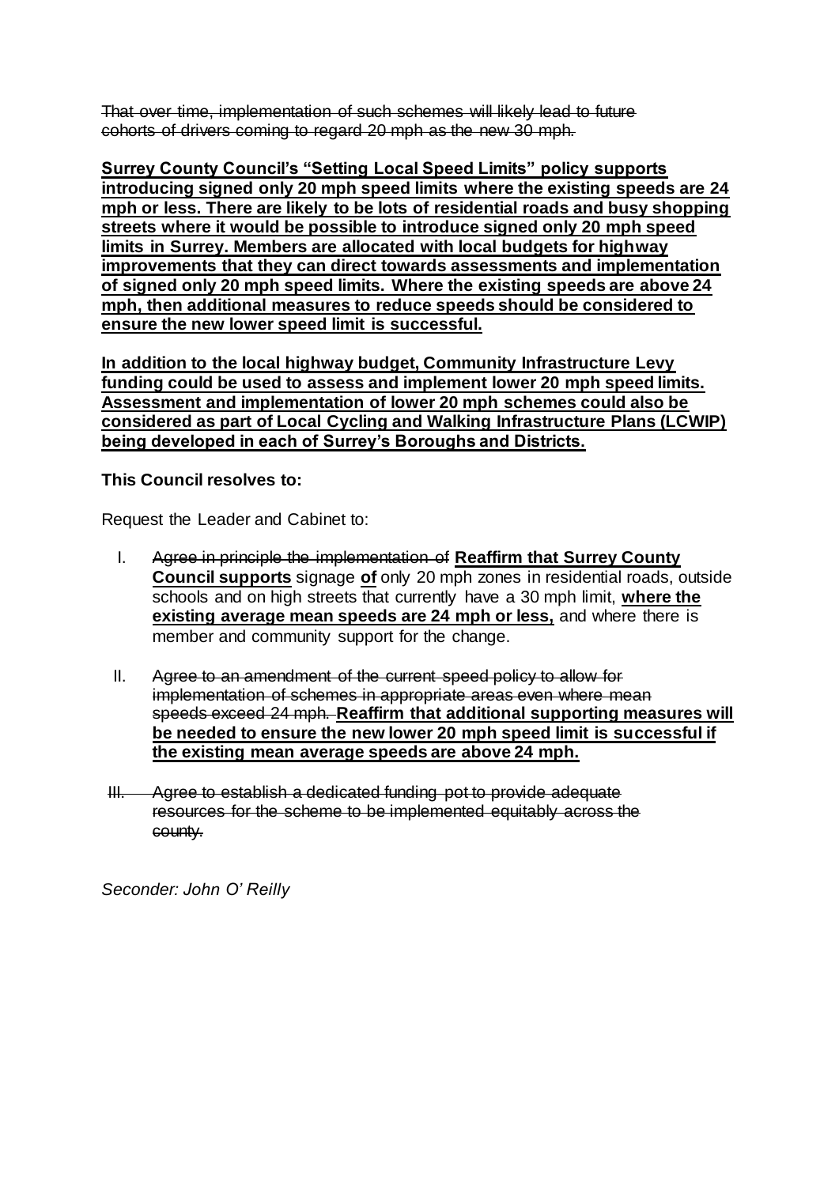~~That over time, implementation of such schemes will likely lead to future cohorts of drivers coming to regard 20 mph as the new 30 mph.~~

**Surrey County Council's "Setting Local Speed Limits" policy supports introducing signed only 20 mph speed limits where the existing speeds are 24 mph or less. There are likely to be lots of residential roads and busy shopping streets where it would be possible to introduce signed only 20 mph speed limits in Surrey. Members are allocated with local budgets for highway improvements that they can direct towards assessments and implementation of signed only 20 mph speed limits. Where the existing speeds are above 24 mph, then additional measures to reduce speeds should be considered to ensure the new lower speed limit is successful.**

**In addition to the local highway budget, Community Infrastructure Levy funding could be used to assess and implement lower 20 mph speed limits. Assessment and implementation of lower 20 mph schemes could also be considered as part of Local Cycling and Walking Infrastructure Plans (LCWIP) being developed in each of Surrey's Boroughs and Districts.**

**This Council resolves to:**

Request the Leader and Cabinet to:

I. ~~Agree in principle the implementation of~~ **Reaffirm that Surrey County Council supports** signage **of** only 20 mph zones in residential roads, outside schools and on high streets that currently have a 30 mph limit, **where the existing average mean speeds are 24 mph or less,** and where there is member and community support for the change.

II. ~~Agree to an amendment of the current speed policy to allow for implementation of schemes in appropriate areas even where mean speeds exceed 24 mph.~~ **Reaffirm that additional supporting measures will be needed to ensure the new lower 20 mph speed limit is successful if the existing mean average speeds are above 24 mph.**

~~III. Agree to establish a dedicated funding pot to provide adequate resources for the scheme to be implemented equitably across the county.~~

*Seconder: John O' Reilly*